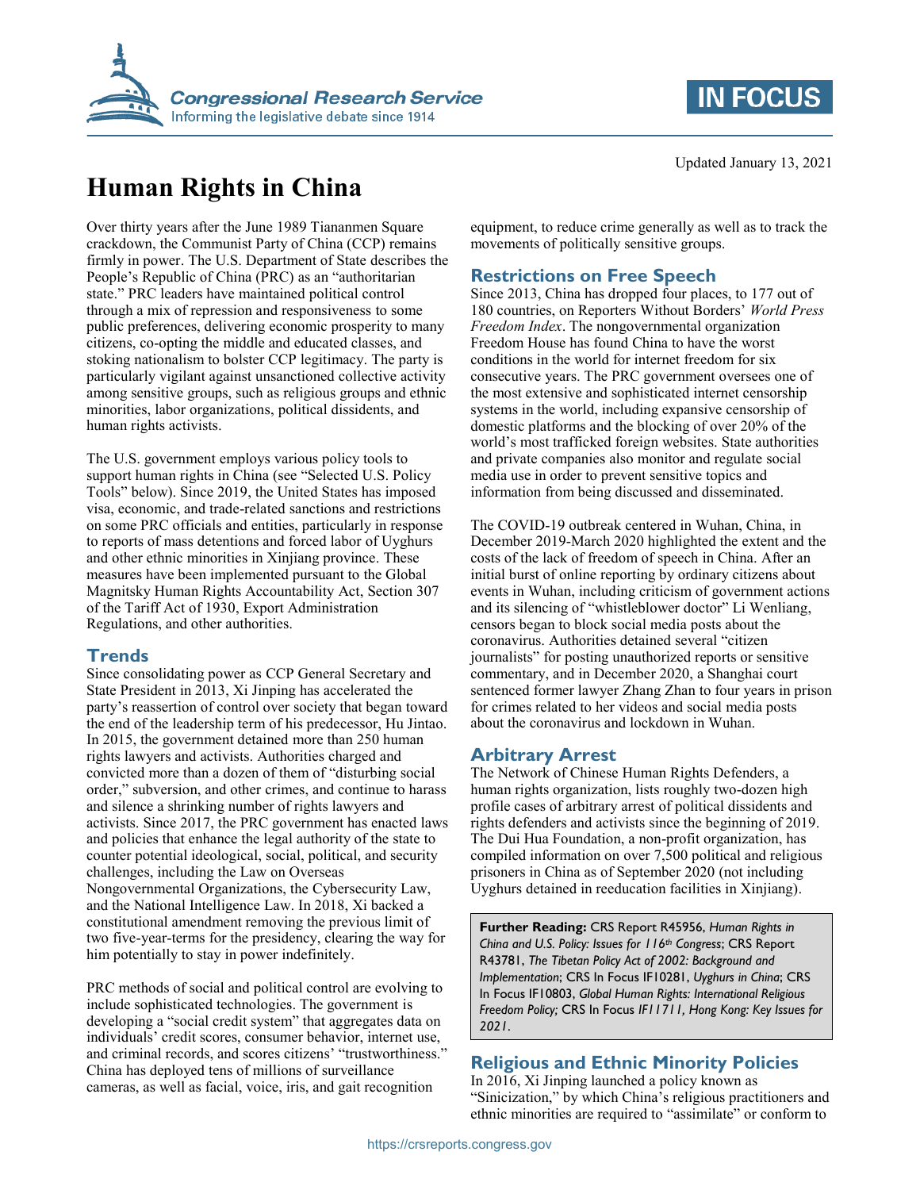Updated January 13, 2021

# Human Rights in China

Over thirty years after the June 1989 Tiananmen Square crackdown, the Communist Party of China (CCP) remains firmly in power. The U.S. Department of State describes the People's Republic of China (PRC) as an "authoritarian state." PRC leaders have maintained political control through a mix of repression and responsiveness to some public preferences, delivering economic prosperity to many citizens, co-opting the middle and educated classes, and stoking nationalism to bolster CCP legitimacy. The party is particularly vigilant against unsanctioned collective activity among sensitive groups, such as religious groups and ethnic minorities, labor organizations, political dissidents, and human rights activists.

The U.S. government employs various policy tools to support human rights in China (see "Selected U.S. Policy Tools" below). Since 2019, the United States has imposed visa, economic, and trade-related sanctions and restrictions on some PRC officials and entities, particularly in response to reports of mass detentions and forced labor of Uyghurs and other ethnic minorities in Xinjiang province. These measures have been implemented pursuant to the Global Magnitsky Human Rights Accountability Act, Section 307 of the Tariff Act of 1930, Export Administration Regulations, and other authorities.

## Trends

Since consolidating power as CCP General Secretary and State President in 2013, Xi Jinping has accelerated the party's reassertion of control over society that began toward the end of the leadership term of his predecessor, Hu Jintao. In 2015, the government detained more than 250 human rights lawyers and activists. Authorities charged and convicted more than a dozen of them of "disturbing social order," subversion, and other crimes, and continue to harass and silence a shrinking number of rights lawyers and activists. Since 2017, the PRC government has enacted laws and policies that enhance the legal authority of the state to counter potential ideological, social, political, and security challenges, including the Law on Overseas Nongovernmental Organizations, the Cybersecurity Law, and the National Intelligence Law. In 2018, Xi backed a constitutional amendment removing the previous limit of two five-year-terms for the presidency, clearing the way for him potentially to stay in power indefinitely.

PRC methods of social and political control are evolving to include sophisticated technologies. The government is developing a "social credit system" that aggregates data on individuals' credit scores, consumer behavior, internet use, and criminal records, and scores citizens' "trustworthiness." China has deployed tens of millions of surveillance cameras, as well as facial, voice, iris, and gait recognition equipment, to reduce crime generally as well as to track the movements of politically sensitive groups.

## Restrictions on Free Speech

Since 2013, China has dropped four places, to 177 out of 180 countries, on Reporters Without Borders' *World Press Freedom Index*. The nongovernmental organization Freedom House has found China to have the worst conditions in the world for internet freedom for six consecutive years. The PRC government oversees one of the most extensive and sophisticated internet censorship systems in the world, including expansive censorship of domestic platforms and the blocking of over 20% of the world's most trafficked foreign websites. State authorities and private companies also monitor and regulate social media use in order to prevent sensitive topics and information from being discussed and disseminated.

The COVID-19 outbreak centered in Wuhan, China, in December 2019-March 2020 highlighted the extent and the costs of the lack of freedom of speech in China. After an initial burst of online reporting by ordinary citizens about events in Wuhan, including criticism of government actions and its silencing of "whistleblower doctor" Li Wenliang, censors began to block social media posts about the coronavirus. Authorities detained several "citizen journalists" for posting unauthorized reports or sensitive commentary, and in December 2020, a Shanghai court sentenced former lawyer Zhang Zhan to four years in prison for crimes related to her videos and social media posts about the coronavirus and lockdown in Wuhan.

## Arbitrary Arrest

The Network of Chinese Human Rights Defenders, a human rights organization, lists roughly two-dozen high profile cases of arbitrary arrest of political dissidents and rights defenders and activists since the beginning of 2019. The Dui Hua Foundation, a non-profit organization, has compiled information on over 7,500 political and religious prisoners in China as of September 2020 (not including Uyghurs detained in reeducation facilities in Xinjiang).

> **Further Reading:** CRS Report R45956, *Human Rights in China and U.S. Policy: Issues for 116th Congress*; CRS Report R43781, *The Tibetan Policy Act of 2002: Background and Implementation*; CRS In Focus IF10281, *Uyghurs in China*; CRS In Focus IF10803, *Global Human Rights: International Religious Freedom Policy;* CRS In Focus *IF11711, Hong Kong: Key Issues for 2021*.

## Religious and Ethnic Minority Policies

In 2016, Xi Jinping launched a policy known as "Sinicization," by which China's religious practitioners and ethnic minorities are required to "assimilate" or conform to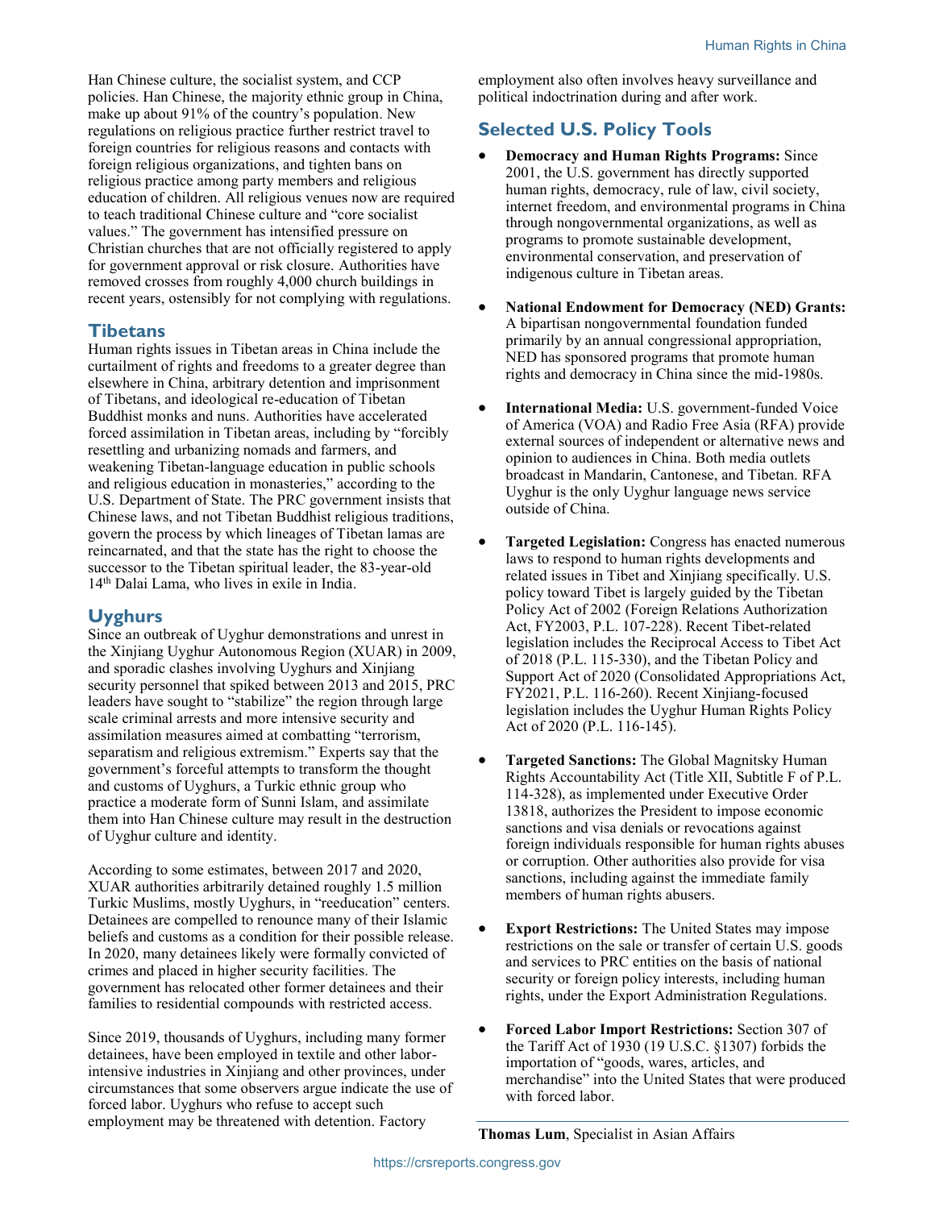Han Chinese culture, the socialist system, and CCP policies. Han Chinese, the majority ethnic group in China, make up about 91% of the country's population. New regulations on religious practice further restrict travel to foreign countries for religious reasons and contacts with foreign religious organizations, and tighten bans on religious practice among party members and religious education of children. All religious venues now are required to teach traditional Chinese culture and "core socialist values." The government has intensified pressure on Christian churches that are not officially registered to apply for government approval or risk closure. Authorities have removed crosses from roughly 4,000 church buildings in recent years, ostensibly for not complying with regulations.

## Tibetans

Human rights issues in Tibetan areas in China include the curtailment of rights and freedoms to a greater degree than elsewhere in China, arbitrary detention and imprisonment of Tibetans, and ideological re-education of Tibetan Buddhist monks and nuns. Authorities have accelerated forced assimilation in Tibetan areas, including by "forcibly resettling and urbanizing nomads and farmers, and weakening Tibetan-language education in public schools and religious education in monasteries," according to the U.S. Department of State. The PRC government insists that Chinese laws, and not Tibetan Buddhist religious traditions, govern the process by which lineages of Tibetan lamas are reincarnated, and that the state has the right to choose the successor to the Tibetan spiritual leader, the 83-year-old 14th Dalai Lama, who lives in exile in India.

## Uyghurs

Since an outbreak of Uyghur demonstrations and unrest in the Xinjiang Uyghur Autonomous Region (XUAR) in 2009, and sporadic clashes involving Uyghurs and Xinjiang security personnel that spiked between 2013 and 2015, PRC leaders have sought to "stabilize" the region through large scale criminal arrests and more intensive security and assimilation measures aimed at combatting "terrorism, separatism and religious extremism." Experts say that the government's forceful attempts to transform the thought and customs of Uyghurs, a Turkic ethnic group who practice a moderate form of Sunni Islam, and assimilate them into Han Chinese culture may result in the destruction of Uyghur culture and identity.

According to some estimates, between 2017 and 2020, XUAR authorities arbitrarily detained roughly 1.5 million Turkic Muslims, mostly Uyghurs, in "reeducation" centers. Detainees are compelled to renounce many of their Islamic beliefs and customs as a condition for their possible release. In 2020, many detainees likely were formally convicted of crimes and placed in higher security facilities. The government has relocated other former detainees and their families to residential compounds with restricted access.

Since 2019, thousands of Uyghurs, including many former detainees, have been employed in textile and other labor-intensive industries in Xinjiang and other provinces, under circumstances that some observers argue indicate the use of forced labor. Uyghurs who refuse to accept such employment may be threatened with detention. Factory employment also often involves heavy surveillance and political indoctrination during and after work.

## Selected U.S. Policy Tools

- **Democracy and Human Rights Programs:** Since 2001, the U.S. government has directly supported human rights, democracy, rule of law, civil society, internet freedom, and environmental programs in China through nongovernmental organizations, as well as programs to promote sustainable development, environmental conservation, and preservation of indigenous culture in Tibetan areas.

- **National Endowment for Democracy (NED) Grants:** A bipartisan nongovernmental foundation funded primarily by an annual congressional appropriation, NED has sponsored programs that promote human rights and democracy in China since the mid-1980s.

- **International Media:** U.S. government-funded Voice of America (VOA) and Radio Free Asia (RFA) provide external sources of independent or alternative news and opinion to audiences in China. Both media outlets broadcast in Mandarin, Cantonese, and Tibetan. RFA Uyghur is the only Uyghur language news service outside of China.

- **Targeted Legislation:** Congress has enacted numerous laws to respond to human rights developments and related issues in Tibet and Xinjiang specifically. U.S. policy toward Tibet is largely guided by the Tibetan Policy Act of 2002 (Foreign Relations Authorization Act, FY2003, P.L. 107-228). Recent Tibet-related legislation includes the Reciprocal Access to Tibet Act of 2018 (P.L. 115-330), and the Tibetan Policy and Support Act of 2020 (Consolidated Appropriations Act, FY2021, P.L. 116-260). Recent Xinjiang-focused legislation includes the Uyghur Human Rights Policy Act of 2020 (P.L. 116-145).

- **Targeted Sanctions:** The Global Magnitsky Human Rights Accountability Act (Title XII, Subtitle F of P.L. 114-328), as implemented under Executive Order 13818, authorizes the President to impose economic sanctions and visa denials or revocations against foreign individuals responsible for human rights abuses or corruption. Other authorities also provide for visa sanctions, including against the immediate family members of human rights abusers.

- **Export Restrictions:** The United States may impose restrictions on the sale or transfer of certain U.S. goods and services to PRC entities on the basis of national security or foreign policy interests, including human rights, under the Export Administration Regulations.

- **Forced Labor Import Restrictions:** Section 307 of the Tariff Act of 1930 (19 U.S.C. §1307) forbids the importation of "goods, wares, articles, and merchandise" into the United States that were produced with forced labor.

---

**Thomas Lum**, Specialist in Asian Affairs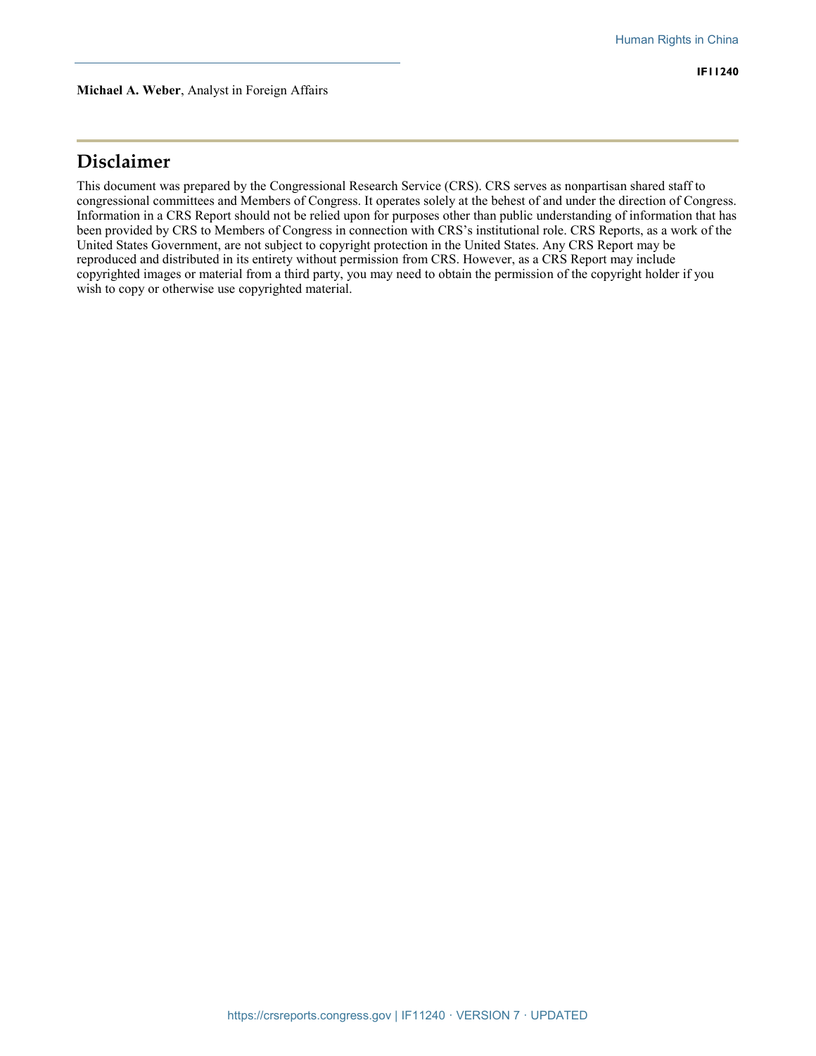**Michael A. Weber**, Analyst in Foreign Affairs

IF11240

## Disclaimer

This document was prepared by the Congressional Research Service (CRS). CRS serves as nonpartisan shared staff to congressional committees and Members of Congress. It operates solely at the behest of and under the direction of Congress. Information in a CRS Report should not be relied upon for purposes other than public understanding of information that has been provided by CRS to Members of Congress in connection with CRS's institutional role. CRS Reports, as a work of the United States Government, are not subject to copyright protection in the United States. Any CRS Report may be reproduced and distributed in its entirety without permission from CRS. However, as a CRS Report may include copyrighted images or material from a third party, you may need to obtain the permission of the copyright holder if you wish to copy or otherwise use copyrighted material.